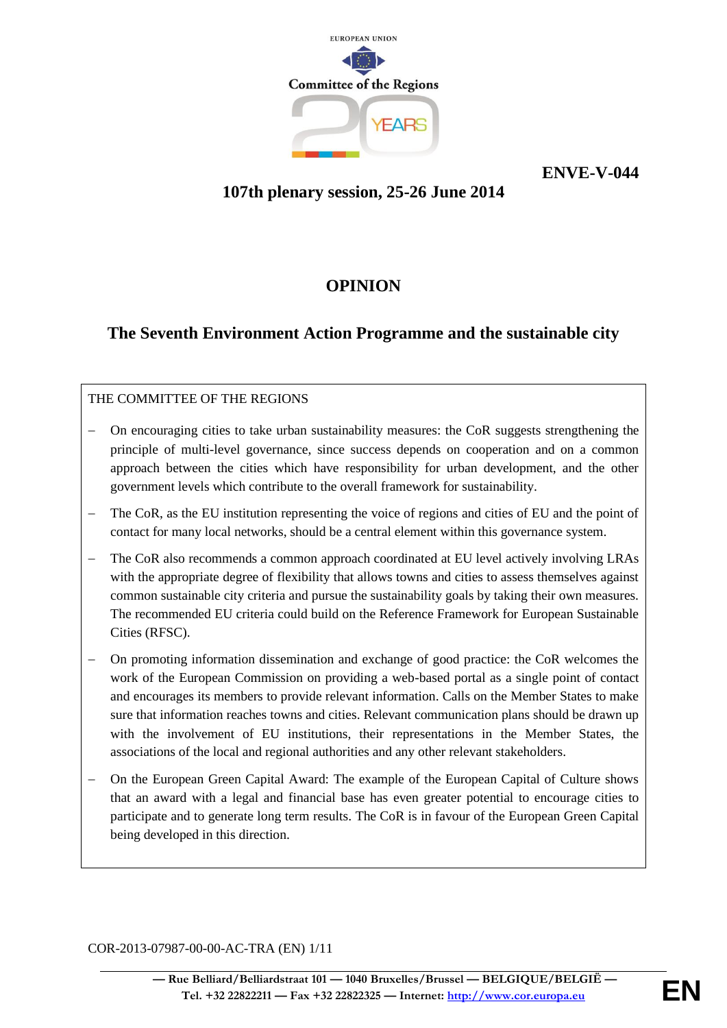EUROPEAN UNION

Committee of the Regions

**ENVE-V-044**

**107th plenary session, 25-26 June 2014**

# OPINION

## The Seventh Environment Action Programme and the sustainable city

THE COMMITTEE OF THE REGIONS

- On encouraging cities to take urban sustainability measures: the CoR suggests strengthening the principle of multi-level governance, since success depends on cooperation and on a common approach between the cities which have responsibility for urban development, and the other government levels which contribute to the overall framework for sustainability.
- The CoR, as the EU institution representing the voice of regions and cities of EU and the point of contact for many local networks, should be a central element within this governance system.
- The CoR also recommends a common approach coordinated at EU level actively involving LRAs with the appropriate degree of flexibility that allows towns and cities to assess themselves against common sustainable city criteria and pursue the sustainability goals by taking their own measures. The recommended EU criteria could build on the Reference Framework for European Sustainable Cities (RFSC).
- On promoting information dissemination and exchange of good practice: the CoR welcomes the work of the European Commission on providing a web-based portal as a single point of contact and encourages its members to provide relevant information. Calls on the Member States to make sure that information reaches towns and cities. Relevant communication plans should be drawn up with the involvement of EU institutions, their representations in the Member States, the associations of the local and regional authorities and any other relevant stakeholders.
- On the European Green Capital Award: The example of the European Capital of Culture shows that an award with a legal and financial base has even greater potential to encourage cities to participate and to generate long term results. The CoR is in favour of the European Green Capital being developed in this direction.

COR-2013-07987-00-00-AC-TRA (EN)

— Rue Belliard/Belliardstraat 101 — 1040 Bruxelles/Brussel — BELGIQUE/BELGIË —
Tel. +32 22822211 — Fax +32 22822325 — Internet: http://www.cor.europa.eu

EN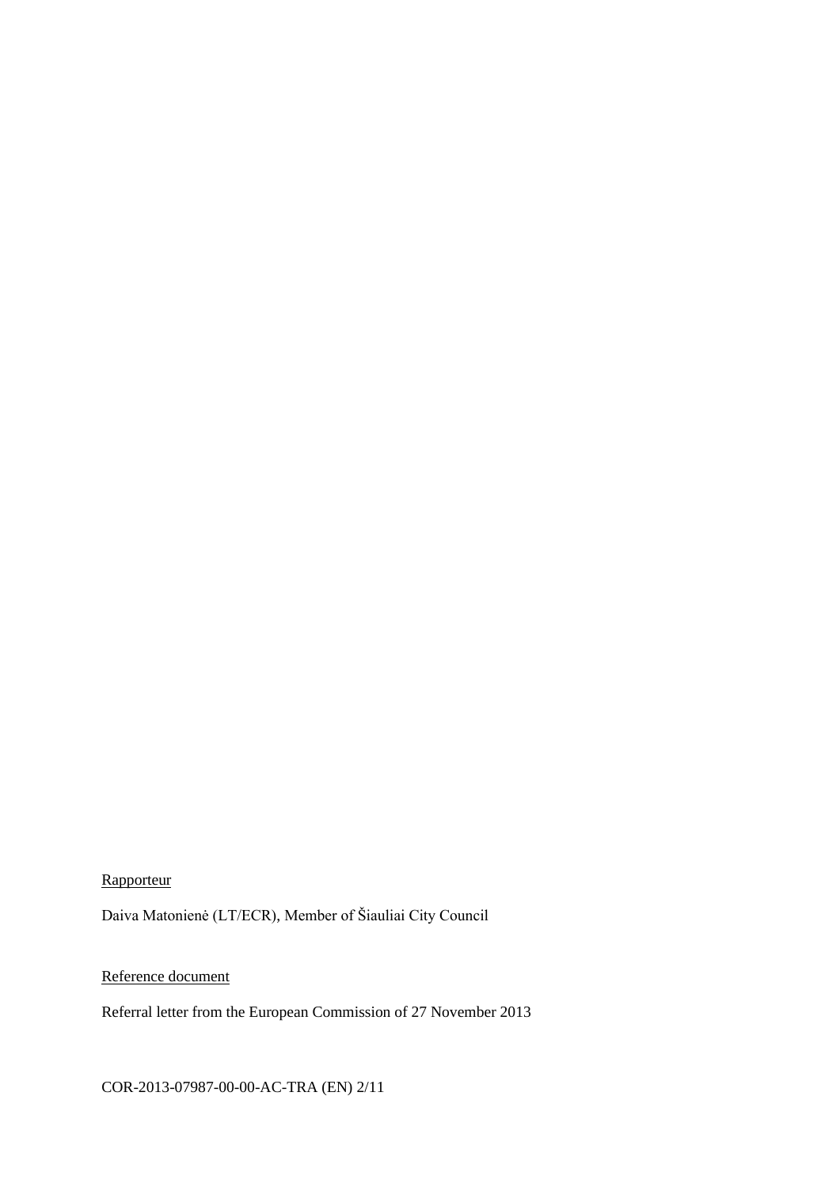Rapporteur

Daiva Matonienė (LT/ECR), Member of Šiauliai City Council

Reference document

Referral letter from the European Commission of 27 November 2013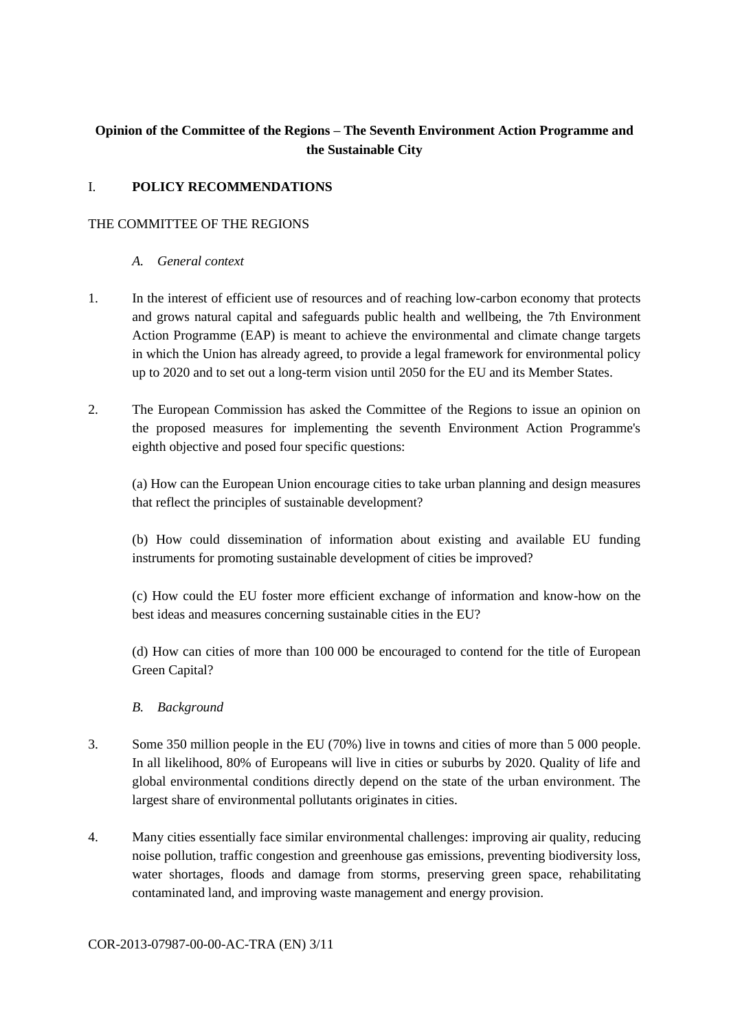**Opinion of the Committee of the Regions – The Seventh Environment Action Programme and the Sustainable City**

## I. POLICY RECOMMENDATIONS

THE COMMITTEE OF THE REGIONS

### *A. General context*

1. In the interest of efficient use of resources and of reaching low-carbon economy that protects and grows natural capital and safeguards public health and wellbeing, the 7th Environment Action Programme (EAP) is meant to achieve the environmental and climate change targets in which the Union has already agreed, to provide a legal framework for environmental policy up to 2020 and to set out a long-term vision until 2050 for the EU and its Member States.

2. The European Commission has asked the Committee of the Regions to issue an opinion on the proposed measures for implementing the seventh Environment Action Programme's eighth objective and posed four specific questions:

   (a) How can the European Union encourage cities to take urban planning and design measures that reflect the principles of sustainable development?

   (b) How could dissemination of information about existing and available EU funding instruments for promoting sustainable development of cities be improved?

   (c) How could the EU foster more efficient exchange of information and know-how on the best ideas and measures concerning sustainable cities in the EU?

   (d) How can cities of more than 100 000 be encouraged to contend for the title of European Green Capital?

### *B. Background*

3. Some 350 million people in the EU (70%) live in towns and cities of more than 5 000 people. In all likelihood, 80% of Europeans will live in cities or suburbs by 2020. Quality of life and global environmental conditions directly depend on the state of the urban environment. The largest share of environmental pollutants originates in cities.

4. Many cities essentially face similar environmental challenges: improving air quality, reducing noise pollution, traffic congestion and greenhouse gas emissions, preventing biodiversity loss, water shortages, floods and damage from storms, preserving green space, rehabilitating contaminated land, and improving waste management and energy provision.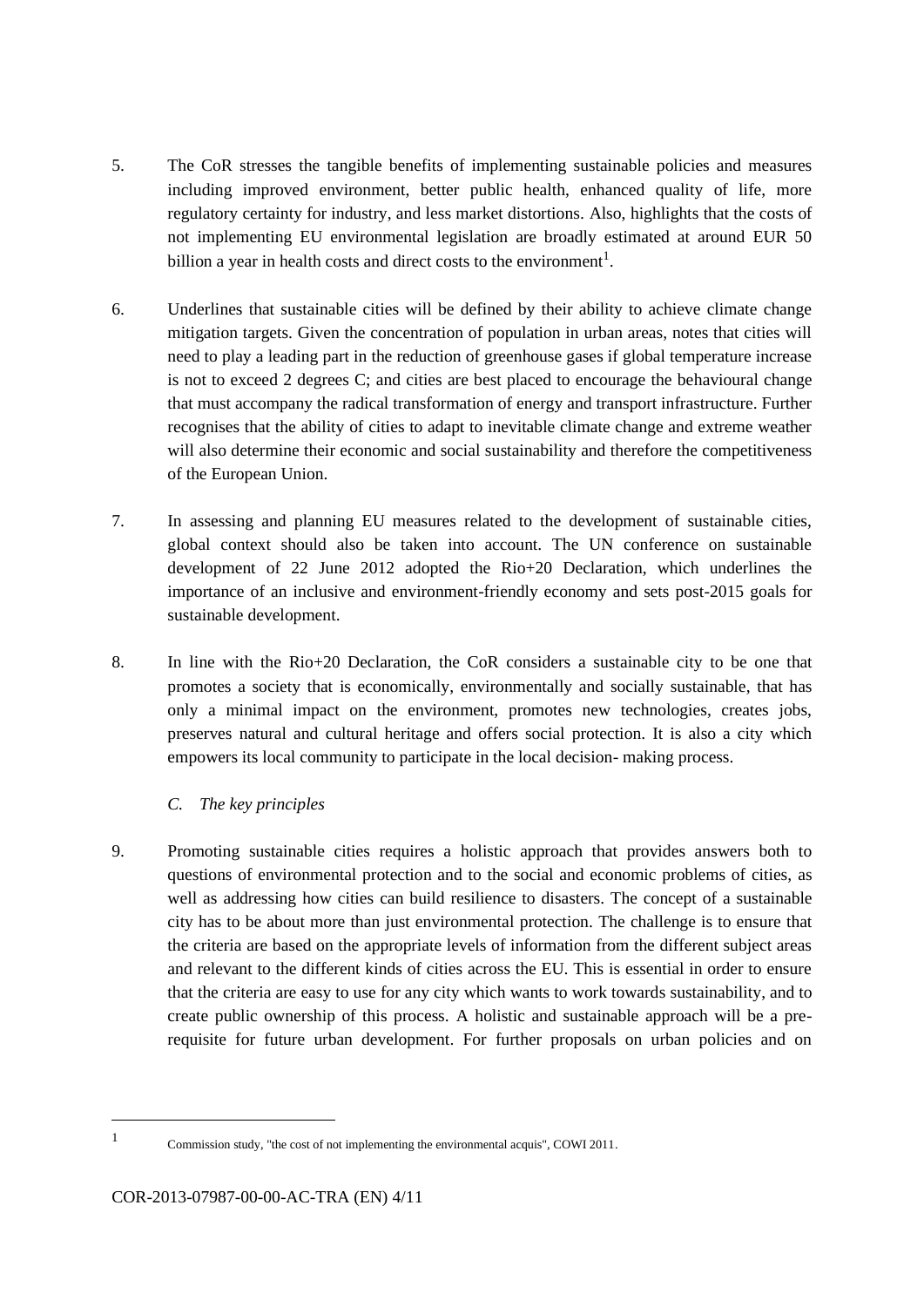5. The CoR stresses the tangible benefits of implementing sustainable policies and measures including improved environment, better public health, enhanced quality of life, more regulatory certainty for industry, and less market distortions. Also, highlights that the costs of not implementing EU environmental legislation are broadly estimated at around EUR 50 billion a year in health costs and direct costs to the environment[1].

6. Underlines that sustainable cities will be defined by their ability to achieve climate change mitigation targets. Given the concentration of population in urban areas, notes that cities will need to play a leading part in the reduction of greenhouse gases if global temperature increase is not to exceed 2 degrees C; and cities are best placed to encourage the behavioural change that must accompany the radical transformation of energy and transport infrastructure. Further recognises that the ability of cities to adapt to inevitable climate change and extreme weather will also determine their economic and social sustainability and therefore the competitiveness of the European Union.

7. In assessing and planning EU measures related to the development of sustainable cities, global context should also be taken into account. The UN conference on sustainable development of 22 June 2012 adopted the Rio+20 Declaration, which underlines the importance of an inclusive and environment-friendly economy and sets post-2015 goals for sustainable development.

8. In line with the Rio+20 Declaration, the CoR considers a sustainable city to be one that promotes a society that is economically, environmentally and socially sustainable, that has only a minimal impact on the environment, promotes new technologies, creates jobs, preserves natural and cultural heritage and offers social protection. It is also a city which empowers its local community to participate in the local decision- making process.

*C. The key principles*

9. Promoting sustainable cities requires a holistic approach that provides answers both to questions of environmental protection and to the social and economic problems of cities, as well as addressing how cities can build resilience to disasters. The concept of a sustainable city has to be about more than just environmental protection. The challenge is to ensure that the criteria are based on the appropriate levels of information from the different subject areas and relevant to the different kinds of cities across the EU. This is essential in order to ensure that the criteria are easy to use for any city which wants to work towards sustainability, and to create public ownership of this process. A holistic and sustainable approach will be a pre-requisite for future urban development. For further proposals on urban policies and on

---

[1] Commission study, "the cost of not implementing the environmental acquis", COWI 2011.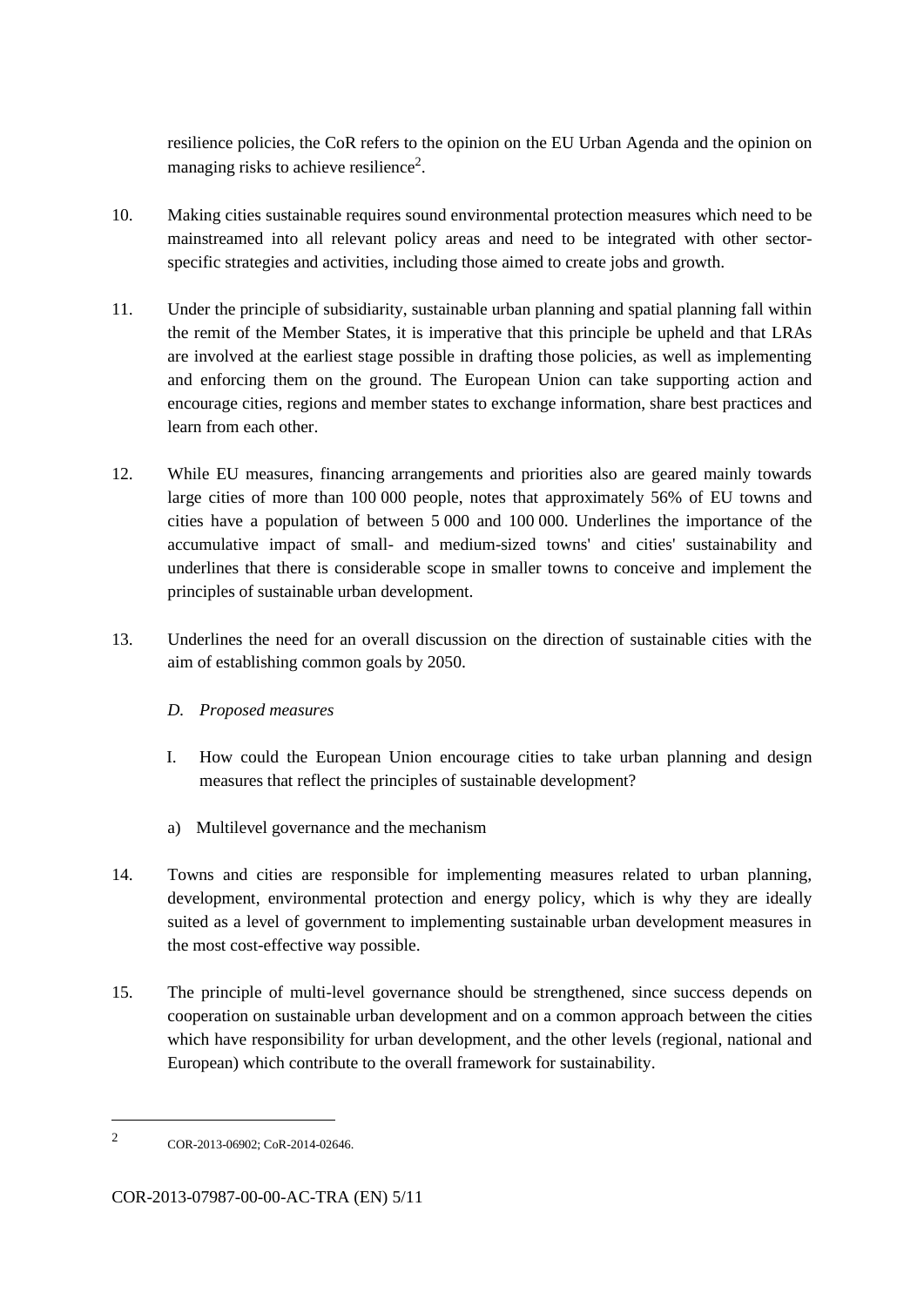resilience policies, the CoR refers to the opinion on the EU Urban Agenda and the opinion on managing risks to achieve resilience[2].

10. Making cities sustainable requires sound environmental protection measures which need to be mainstreamed into all relevant policy areas and need to be integrated with other sector-specific strategies and activities, including those aimed to create jobs and growth.

11. Under the principle of subsidiarity, sustainable urban planning and spatial planning fall within the remit of the Member States, it is imperative that this principle be upheld and that LRAs are involved at the earliest stage possible in drafting those policies, as well as implementing and enforcing them on the ground. The European Union can take supporting action and encourage cities, regions and member states to exchange information, share best practices and learn from each other.

12. While EU measures, financing arrangements and priorities also are geared mainly towards large cities of more than 100 000 people, notes that approximately 56% of EU towns and cities have a population of between 5 000 and 100 000. Underlines the importance of the accumulative impact of small- and medium-sized towns' and cities' sustainability and underlines that there is considerable scope in smaller towns to conceive and implement the principles of sustainable urban development.

13. Underlines the need for an overall discussion on the direction of sustainable cities with the aim of establishing common goals by 2050.

*D. Proposed measures*

I. How could the European Union encourage cities to take urban planning and design measures that reflect the principles of sustainable development?

a) Multilevel governance and the mechanism

14. Towns and cities are responsible for implementing measures related to urban planning, development, environmental protection and energy policy, which is why they are ideally suited as a level of government to implementing sustainable urban development measures in the most cost-effective way possible.

15. The principle of multi-level governance should be strengthened, since success depends on cooperation on sustainable urban development and on a common approach between the cities which have responsibility for urban development, and the other levels (regional, national and European) which contribute to the overall framework for sustainability.

---

[2] COR-2013-06902; CoR-2014-02646.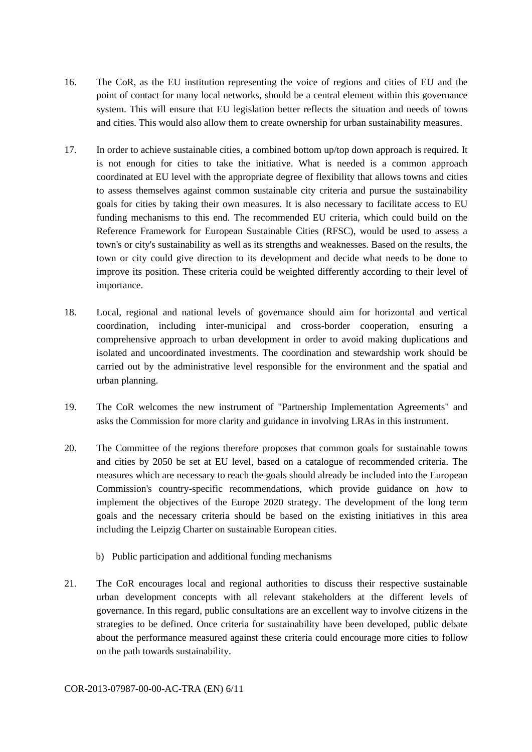16. The CoR, as the EU institution representing the voice of regions and cities of EU and the point of contact for many local networks, should be a central element within this governance system. This will ensure that EU legislation better reflects the situation and needs of towns and cities. This would also allow them to create ownership for urban sustainability measures.

17. In order to achieve sustainable cities, a combined bottom up/top down approach is required. It is not enough for cities to take the initiative. What is needed is a common approach coordinated at EU level with the appropriate degree of flexibility that allows towns and cities to assess themselves against common sustainable city criteria and pursue the sustainability goals for cities by taking their own measures. It is also necessary to facilitate access to EU funding mechanisms to this end. The recommended EU criteria, which could build on the Reference Framework for European Sustainable Cities (RFSC), would be used to assess a town's or city's sustainability as well as its strengths and weaknesses. Based on the results, the town or city could give direction to its development and decide what needs to be done to improve its position. These criteria could be weighted differently according to their level of importance.

18. Local, regional and national levels of governance should aim for horizontal and vertical coordination, including inter-municipal and cross-border cooperation, ensuring a comprehensive approach to urban development in order to avoid making duplications and isolated and uncoordinated investments. The coordination and stewardship work should be carried out by the administrative level responsible for the environment and the spatial and urban planning.

19. The CoR welcomes the new instrument of "Partnership Implementation Agreements" and asks the Commission for more clarity and guidance in involving LRAs in this instrument.

20. The Committee of the regions therefore proposes that common goals for sustainable towns and cities by 2050 be set at EU level, based on a catalogue of recommended criteria. The measures which are necessary to reach the goals should already be included into the European Commission's country-specific recommendations, which provide guidance on how to implement the objectives of the Europe 2020 strategy. The development of the long term goals and the necessary criteria should be based on the existing initiatives in this area including the Leipzig Charter on sustainable European cities.

b) Public participation and additional funding mechanisms

21. The CoR encourages local and regional authorities to discuss their respective sustainable urban development concepts with all relevant stakeholders at the different levels of governance. In this regard, public consultations are an excellent way to involve citizens in the strategies to be defined. Once criteria for sustainability have been developed, public debate about the performance measured against these criteria could encourage more cities to follow on the path towards sustainability.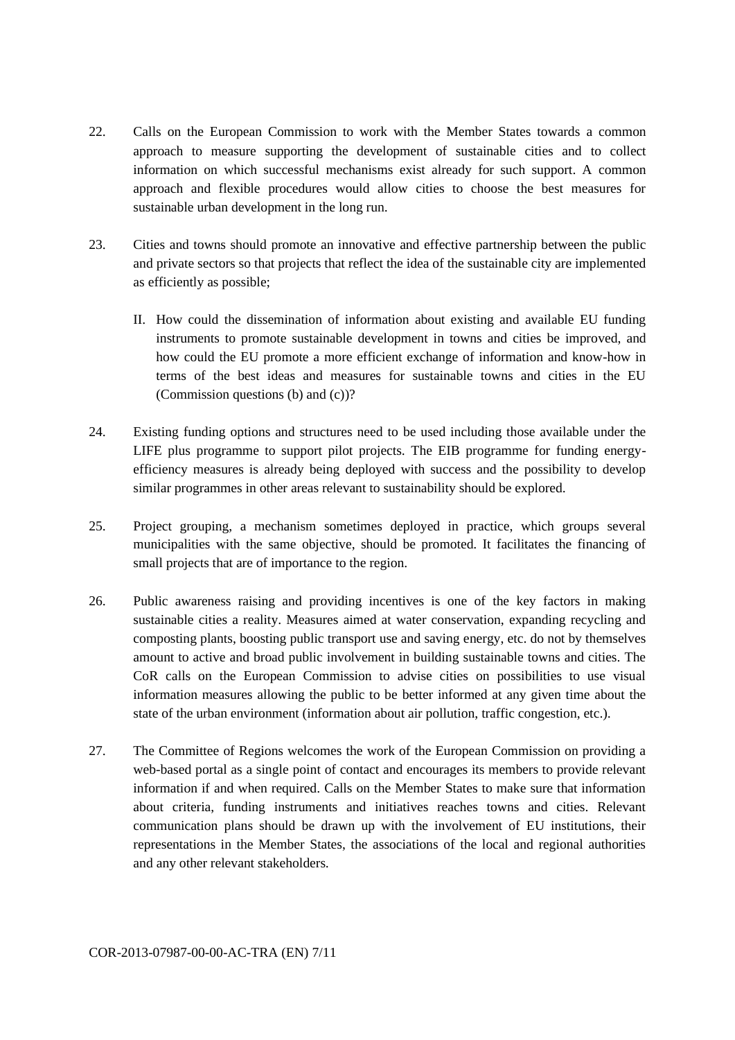22. Calls on the European Commission to work with the Member States towards a common approach to measure supporting the development of sustainable cities and to collect information on which successful mechanisms exist already for such support. A common approach and flexible procedures would allow cities to choose the best measures for sustainable urban development in the long run.

23. Cities and towns should promote an innovative and effective partnership between the public and private sectors so that projects that reflect the idea of the sustainable city are implemented as efficiently as possible;

    II. How could the dissemination of information about existing and available EU funding instruments to promote sustainable development in towns and cities be improved, and how could the EU promote a more efficient exchange of information and know-how in terms of the best ideas and measures for sustainable towns and cities in the EU (Commission questions (b) and (c))?

24. Existing funding options and structures need to be used including those available under the LIFE plus programme to support pilot projects. The EIB programme for funding energy-efficiency measures is already being deployed with success and the possibility to develop similar programmes in other areas relevant to sustainability should be explored.

25. Project grouping, a mechanism sometimes deployed in practice, which groups several municipalities with the same objective, should be promoted. It facilitates the financing of small projects that are of importance to the region.

26. Public awareness raising and providing incentives is one of the key factors in making sustainable cities a reality. Measures aimed at water conservation, expanding recycling and composting plants, boosting public transport use and saving energy, etc. do not by themselves amount to active and broad public involvement in building sustainable towns and cities. The CoR calls on the European Commission to advise cities on possibilities to use visual information measures allowing the public to be better informed at any given time about the state of the urban environment (information about air pollution, traffic congestion, etc.).

27. The Committee of Regions welcomes the work of the European Commission on providing a web-based portal as a single point of contact and encourages its members to provide relevant information if and when required. Calls on the Member States to make sure that information about criteria, funding instruments and initiatives reaches towns and cities. Relevant communication plans should be drawn up with the involvement of EU institutions, their representations in the Member States, the associations of the local and regional authorities and any other relevant stakeholders.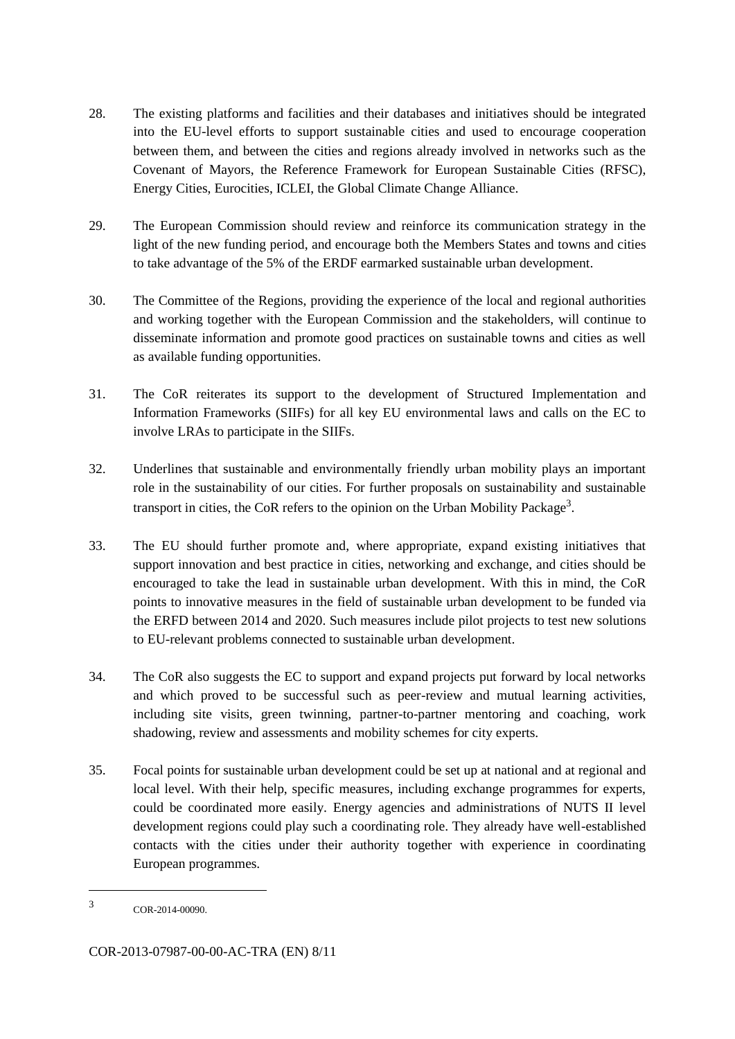28. The existing platforms and facilities and their databases and initiatives should be integrated into the EU-level efforts to support sustainable cities and used to encourage cooperation between them, and between the cities and regions already involved in networks such as the Covenant of Mayors, the Reference Framework for European Sustainable Cities (RFSC), Energy Cities, Eurocities, ICLEI, the Global Climate Change Alliance.

29. The European Commission should review and reinforce its communication strategy in the light of the new funding period, and encourage both the Members States and towns and cities to take advantage of the 5% of the ERDF earmarked sustainable urban development.

30. The Committee of the Regions, providing the experience of the local and regional authorities and working together with the European Commission and the stakeholders, will continue to disseminate information and promote good practices on sustainable towns and cities as well as available funding opportunities.

31. The CoR reiterates its support to the development of Structured Implementation and Information Frameworks (SIIFs) for all key EU environmental laws and calls on the EC to involve LRAs to participate in the SIIFs.

32. Underlines that sustainable and environmentally friendly urban mobility plays an important role in the sustainability of our cities. For further proposals on sustainability and sustainable transport in cities, the CoR refers to the opinion on the Urban Mobility Package[3].

33. The EU should further promote and, where appropriate, expand existing initiatives that support innovation and best practice in cities, networking and exchange, and cities should be encouraged to take the lead in sustainable urban development. With this in mind, the CoR points to innovative measures in the field of sustainable urban development to be funded via the ERFD between 2014 and 2020. Such measures include pilot projects to test new solutions to EU-relevant problems connected to sustainable urban development.

34. The CoR also suggests the EC to support and expand projects put forward by local networks and which proved to be successful such as peer-review and mutual learning activities, including site visits, green twinning, partner-to-partner mentoring and coaching, work shadowing, review and assessments and mobility schemes for city experts.

35. Focal points for sustainable urban development could be set up at national and at regional and local level. With their help, specific measures, including exchange programmes for experts, could be coordinated more easily. Energy agencies and administrations of NUTS II level development regions could play such a coordinating role. They already have well-established contacts with the cities under their authority together with experience in coordinating European programmes.

---

[3] COR-2014-00090.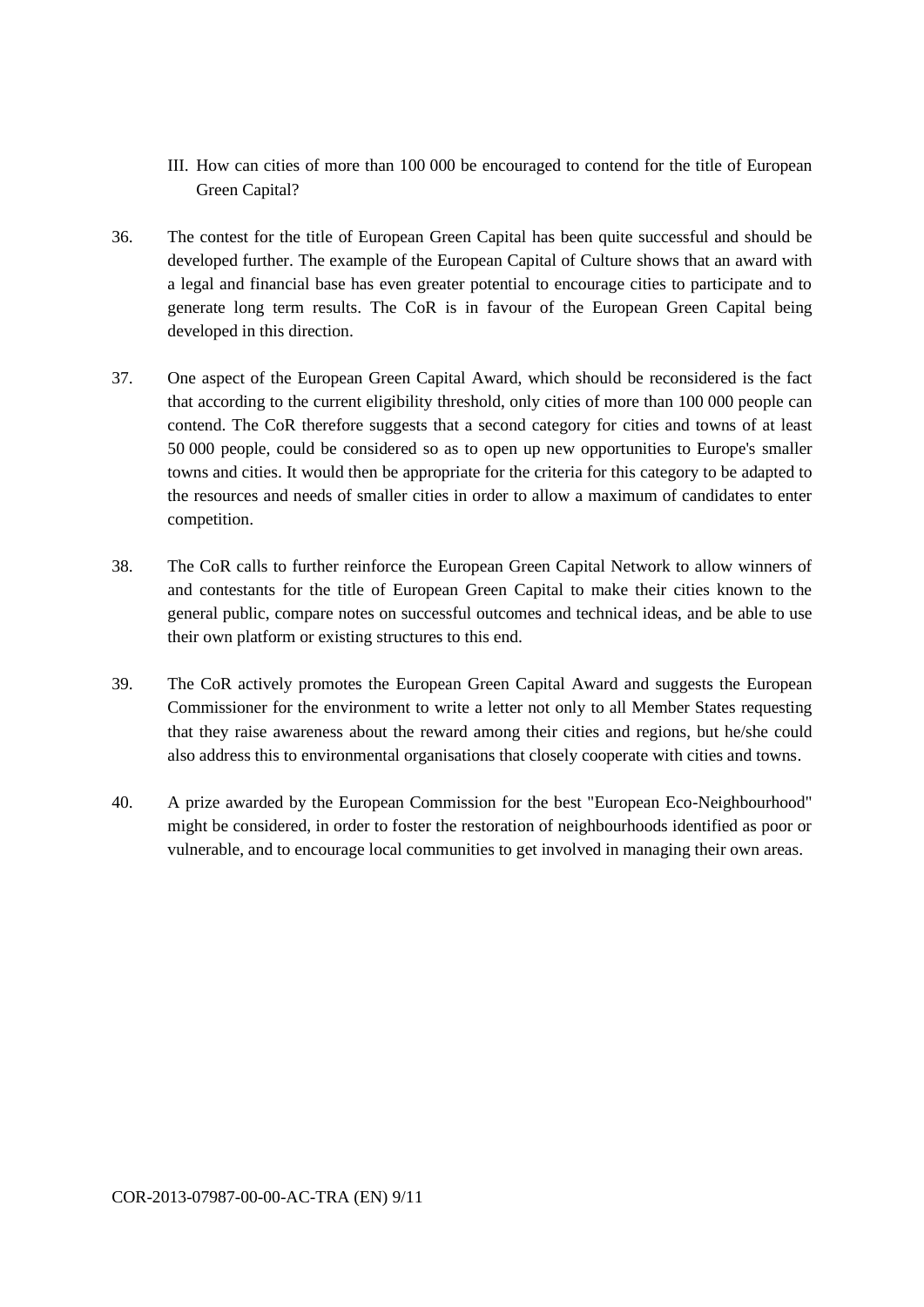III. How can cities of more than 100 000 be encouraged to contend for the title of European Green Capital?

36. The contest for the title of European Green Capital has been quite successful and should be developed further. The example of the European Capital of Culture shows that an award with a legal and financial base has even greater potential to encourage cities to participate and to generate long term results. The CoR is in favour of the European Green Capital being developed in this direction.

37. One aspect of the European Green Capital Award, which should be reconsidered is the fact that according to the current eligibility threshold, only cities of more than 100 000 people can contend. The CoR therefore suggests that a second category for cities and towns of at least 50 000 people, could be considered so as to open up new opportunities to Europe's smaller towns and cities. It would then be appropriate for the criteria for this category to be adapted to the resources and needs of smaller cities in order to allow a maximum of candidates to enter competition.

38. The CoR calls to further reinforce the European Green Capital Network to allow winners of and contestants for the title of European Green Capital to make their cities known to the general public, compare notes on successful outcomes and technical ideas, and be able to use their own platform or existing structures to this end.

39. The CoR actively promotes the European Green Capital Award and suggests the European Commissioner for the environment to write a letter not only to all Member States requesting that they raise awareness about the reward among their cities and regions, but he/she could also address this to environmental organisations that closely cooperate with cities and towns.

40. A prize awarded by the European Commission for the best "European Eco-Neighbourhood" might be considered, in order to foster the restoration of neighbourhoods identified as poor or vulnerable, and to encourage local communities to get involved in managing their own areas.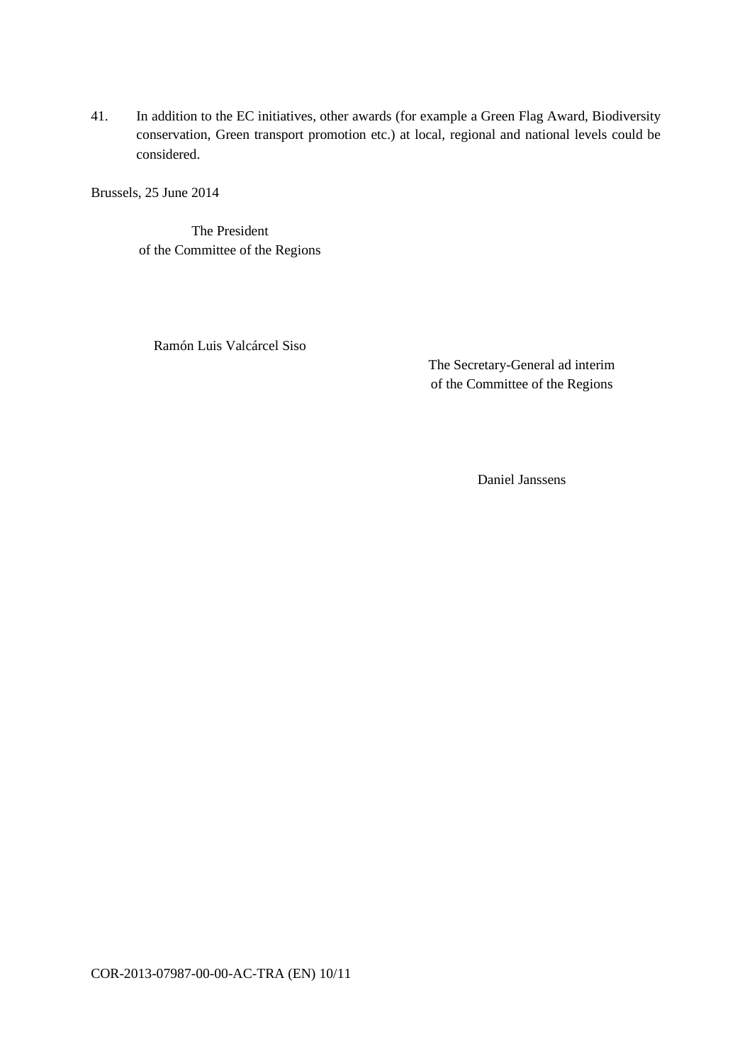41. In addition to the EC initiatives, other awards (for example a Green Flag Award, Biodiversity conservation, Green transport promotion etc.) at local, regional and national levels could be considered.

Brussels, 25 June 2014

The President
of the Committee of the Regions

Ramón Luis Valcárcel Siso

The Secretary-General ad interim
of the Committee of the Regions

Daniel Janssens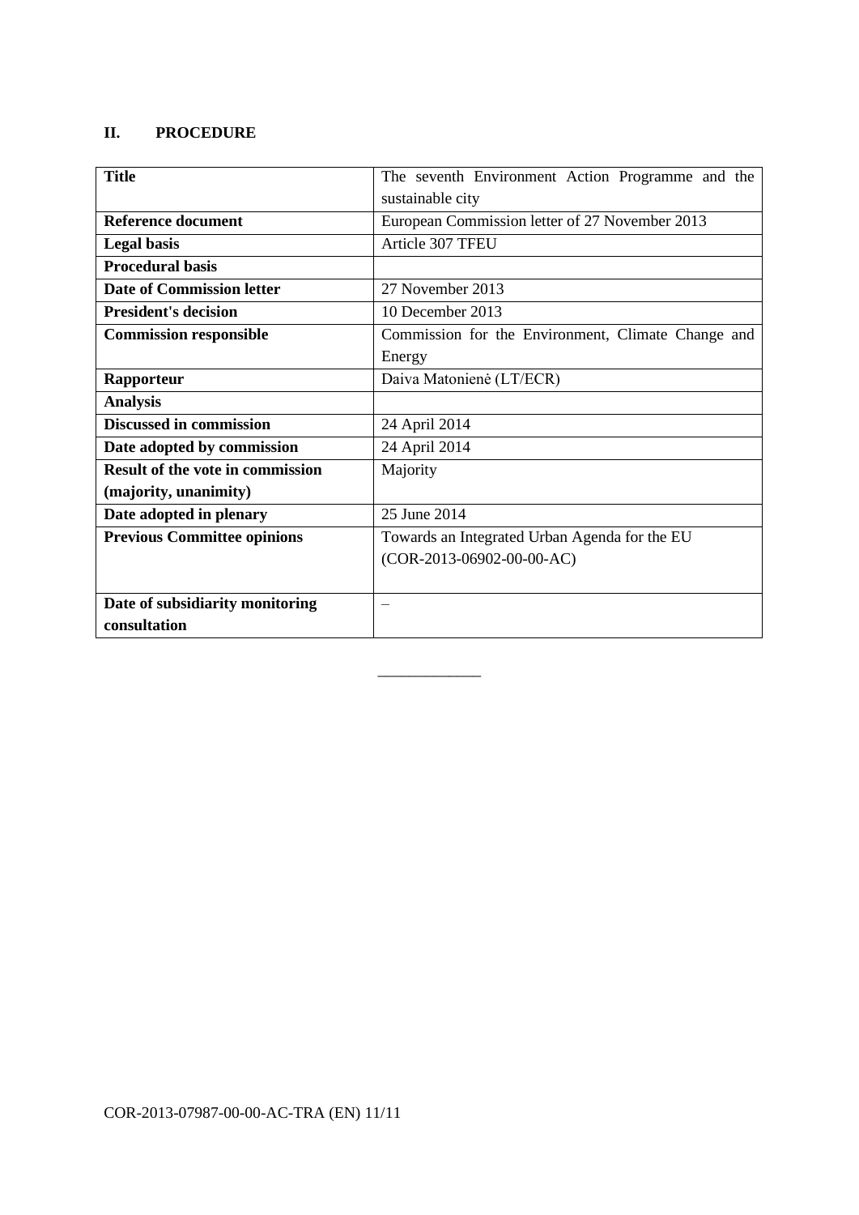## II. PROCEDURE

| | |
|---|---|
| **Title** | The seventh Environment Action Programme and the sustainable city |
| **Reference document** | European Commission letter of 27 November 2013 |
| **Legal basis** | Article 307 TFEU |
| **Procedural basis** | |
| **Date of Commission letter** | 27 November 2013 |
| **President's decision** | 10 December 2013 |
| **Commission responsible** | Commission for the Environment, Climate Change and Energy |
| **Rapporteur** | Daiva Matonienė (LT/ECR) |
| **Analysis** | |
| **Discussed in commission** | 24 April 2014 |
| **Date adopted by commission** | 24 April 2014 |
| **Result of the vote in commission (majority, unanimity)** | Majority |
| **Date adopted in plenary** | 25 June 2014 |
| **Previous Committee opinions** | Towards an Integrated Urban Agenda for the EU (COR-2013-06902-00-00-AC) |
| **Date of subsidiarity monitoring consultation** | – |

_____________